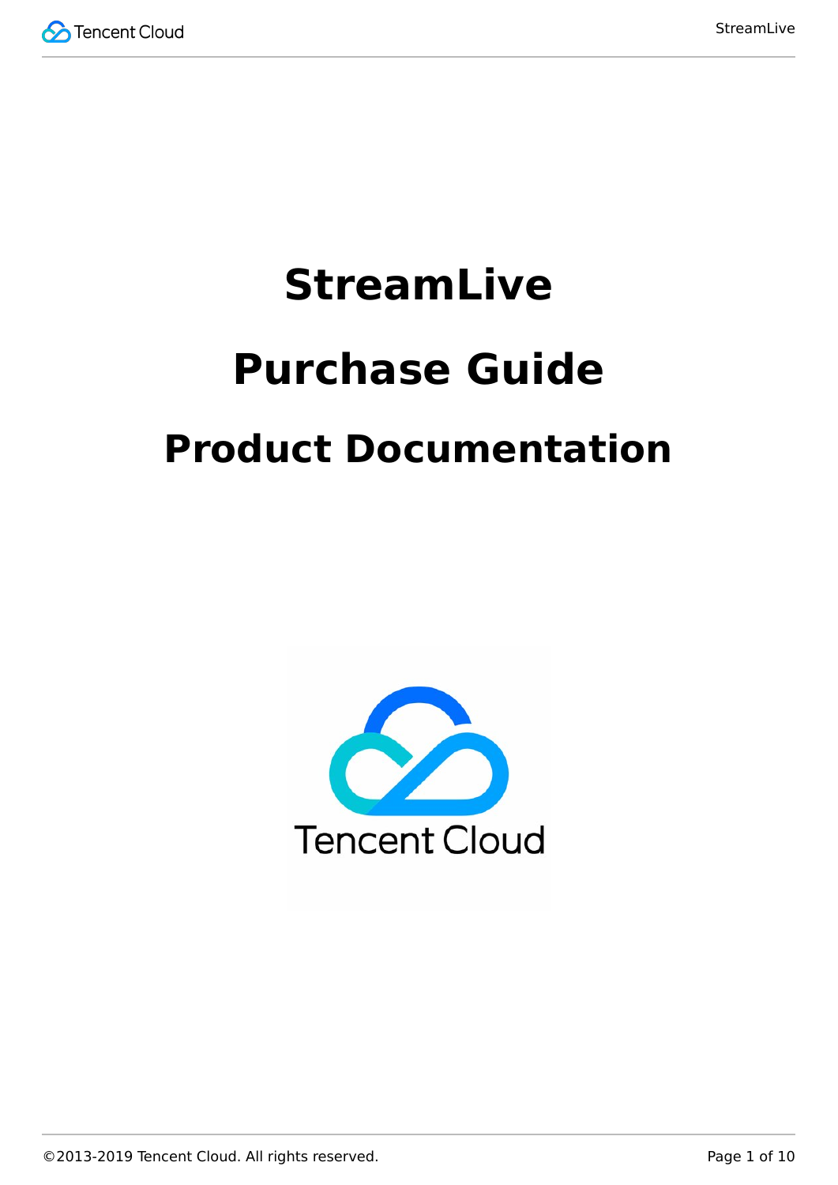# StreamLive

# Purchase Guide

# Product Documentation

©2013-2019 Tencent Cloud. All rights reserved.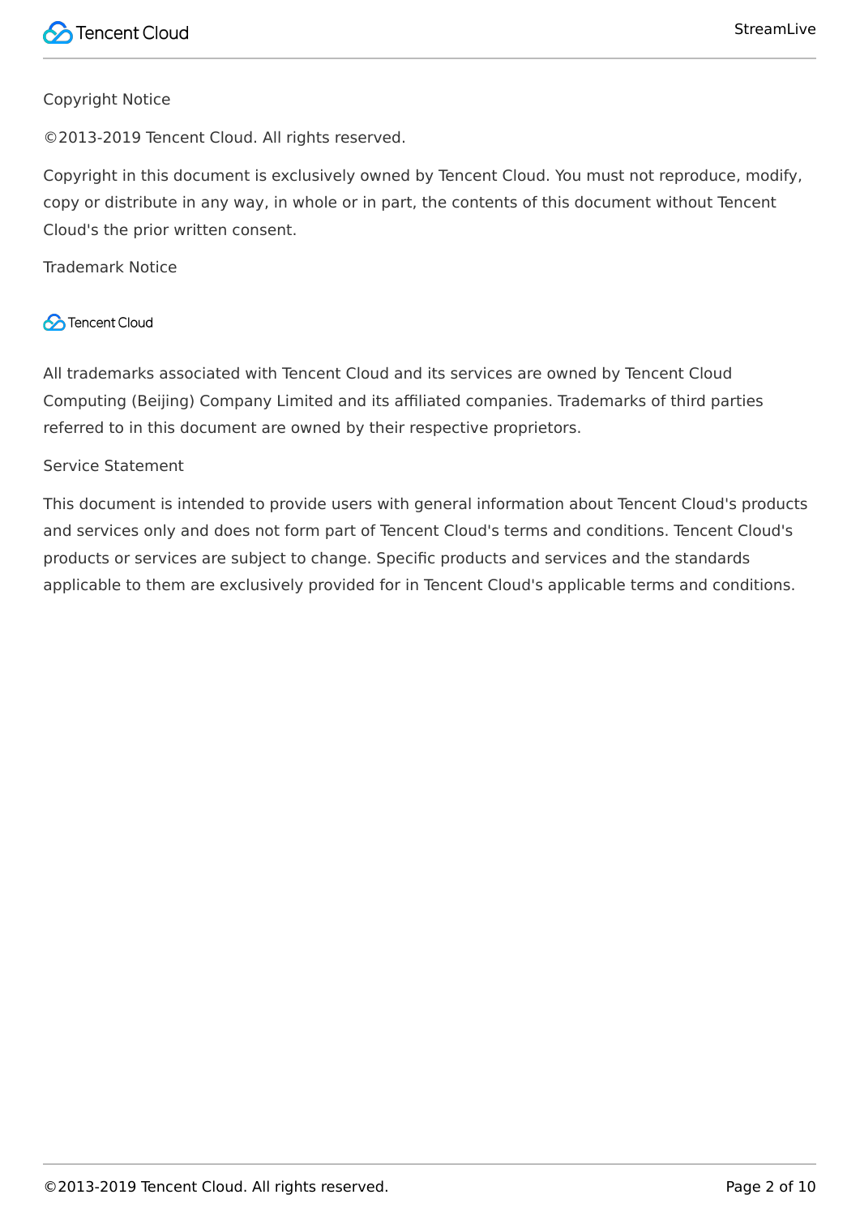Copyright Notice

©2013-2019 Tencent Cloud. All rights reserved.

Copyright in this document is exclusively owned by Tencent Cloud. You must not reproduce, modify, copy or distribute in any way, in whole or in part, the contents of this document without Tencent Cloud's the prior written consent.

Trademark Notice

Tencent Cloud

All trademarks associated with Tencent Cloud and its services are owned by Tencent Cloud Computing (Beijing) Company Limited and its affiliated companies. Trademarks of third parties referred to in this document are owned by their respective proprietors.

Service Statement

This document is intended to provide users with general information about Tencent Cloud's products and services only and does not form part of Tencent Cloud's terms and conditions. Tencent Cloud's products or services are subject to change. Specific products and services and the standards applicable to them are exclusively provided for in Tencent Cloud's applicable terms and conditions.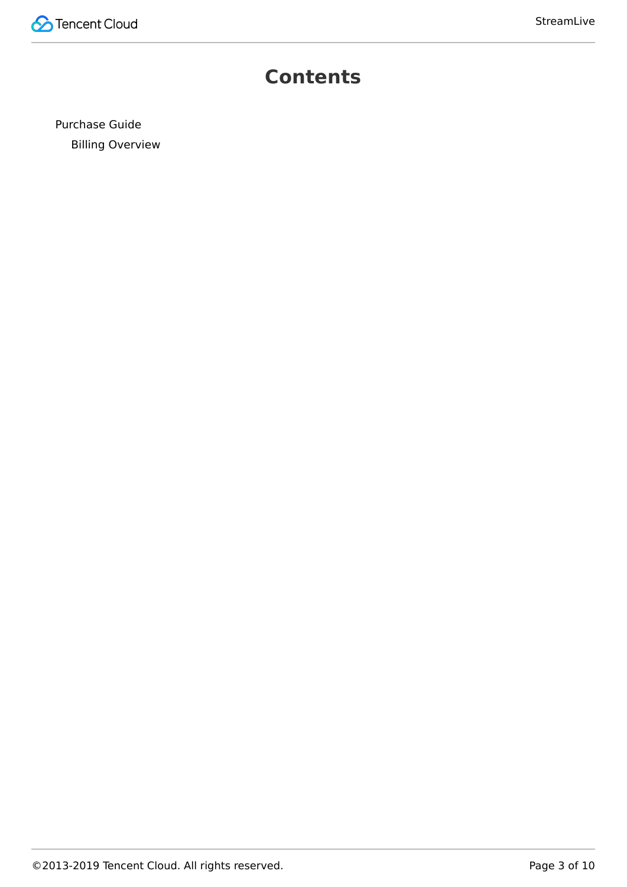# Contents

- Purchase Guide
  - Billing Overview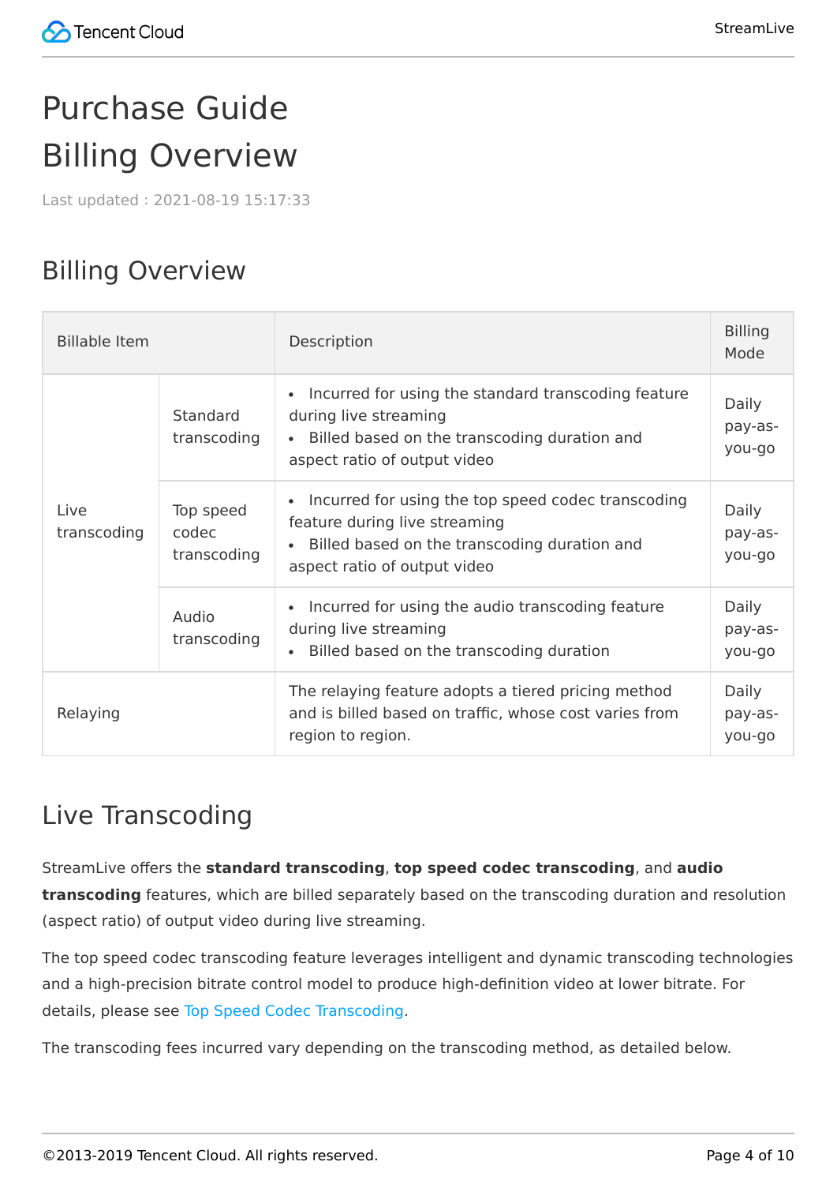# Purchase Guide

# Billing Overview

Last updated : 2021-08-19 15:17:33

## Billing Overview

| Billable Item | | Description | Billing Mode |
| --- | --- | --- | --- |
| Live transcoding | Standard transcoding | • Incurred for using the standard transcoding feature during live streaming<br>• Billed based on the transcoding duration and aspect ratio of output video | Daily pay-as-you-go |
| | Top speed codec transcoding | • Incurred for using the top speed codec transcoding feature during live streaming<br>• Billed based on the transcoding duration and aspect ratio of output video | Daily pay-as-you-go |
| | Audio transcoding | • Incurred for using the audio transcoding feature during live streaming<br>• Billed based on the transcoding duration | Daily pay-as-you-go |
| Relaying | | The relaying feature adopts a tiered pricing method and is billed based on traffic, whose cost varies from region to region. | Daily pay-as-you-go |

## Live Transcoding

StreamLive offers the **standard transcoding**, **top speed codec transcoding**, and **audio transcoding** features, which are billed separately based on the transcoding duration and resolution (aspect ratio) of output video during live streaming.

The top speed codec transcoding feature leverages intelligent and dynamic transcoding technologies and a high-precision bitrate control model to produce high-definition video at lower bitrate. For details, please see Top Speed Codec Transcoding.

The transcoding fees incurred vary depending on the transcoding method, as detailed below.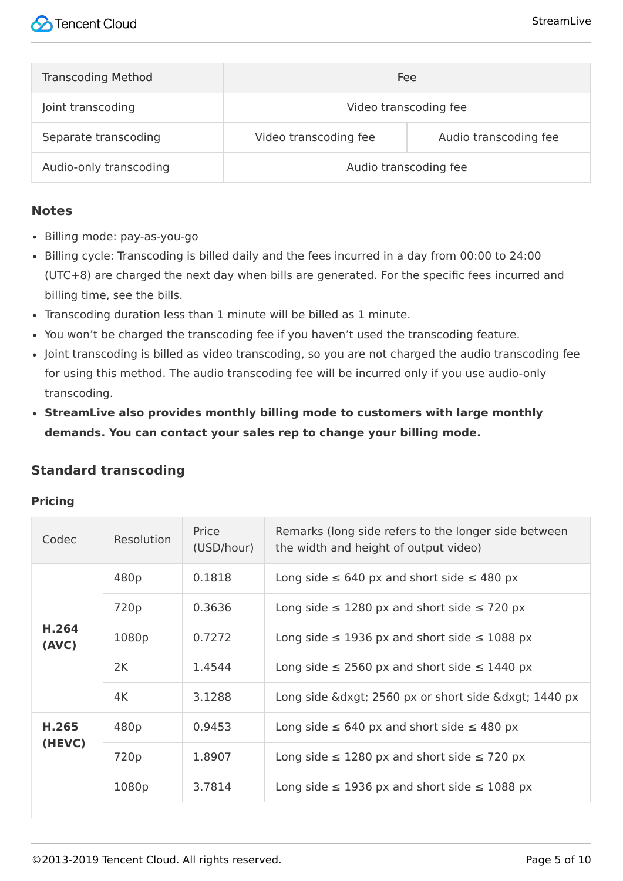| Transcoding Method | Fee | |
|---|---|---|
| Joint transcoding | Video transcoding fee | |
| Separate transcoding | Video transcoding fee | Audio transcoding fee |
| Audio-only transcoding | Audio transcoding fee | |

### Notes

- Billing mode: pay-as-you-go
- Billing cycle: Transcoding is billed daily and the fees incurred in a day from 00:00 to 24:00 (UTC+8) are charged the next day when bills are generated. For the specific fees incurred and billing time, see the bills.
- Transcoding duration less than 1 minute will be billed as 1 minute.
- You won't be charged the transcoding fee if you haven't used the transcoding feature.
- Joint transcoding is billed as video transcoding, so you are not charged the audio transcoding fee for using this method. The audio transcoding fee will be incurred only if you use audio-only transcoding.
- **StreamLive also provides monthly billing mode to customers with large monthly demands. You can contact your sales rep to change your billing mode.**

## Standard transcoding

#### Pricing

| Codec | Resolution | Price (USD/hour) | Remarks (long side refers to the longer side between the width and height of output video) |
|---|---|---|---|
| **H.264 (AVC)** | 480p | 0.1818 | Long side ≤ 640 px and short side ≤ 480 px |
| | 720p | 0.3636 | Long side ≤ 1280 px and short side ≤ 720 px |
| | 1080p | 0.7272 | Long side ≤ 1936 px and short side ≤ 1088 px |
| | 2K | 1.4544 | Long side ≤ 2560 px and short side ≤ 1440 px |
| | 4K | 3.1288 | Long side &dxgt; 2560 px or short side &dxgt; 1440 px |
| **H.265 (HEVC)** | 480p | 0.9453 | Long side ≤ 640 px and short side ≤ 480 px |
| | 720p | 1.8907 | Long side ≤ 1280 px and short side ≤ 720 px |
| | 1080p | 3.7814 | Long side ≤ 1936 px and short side ≤ 1088 px |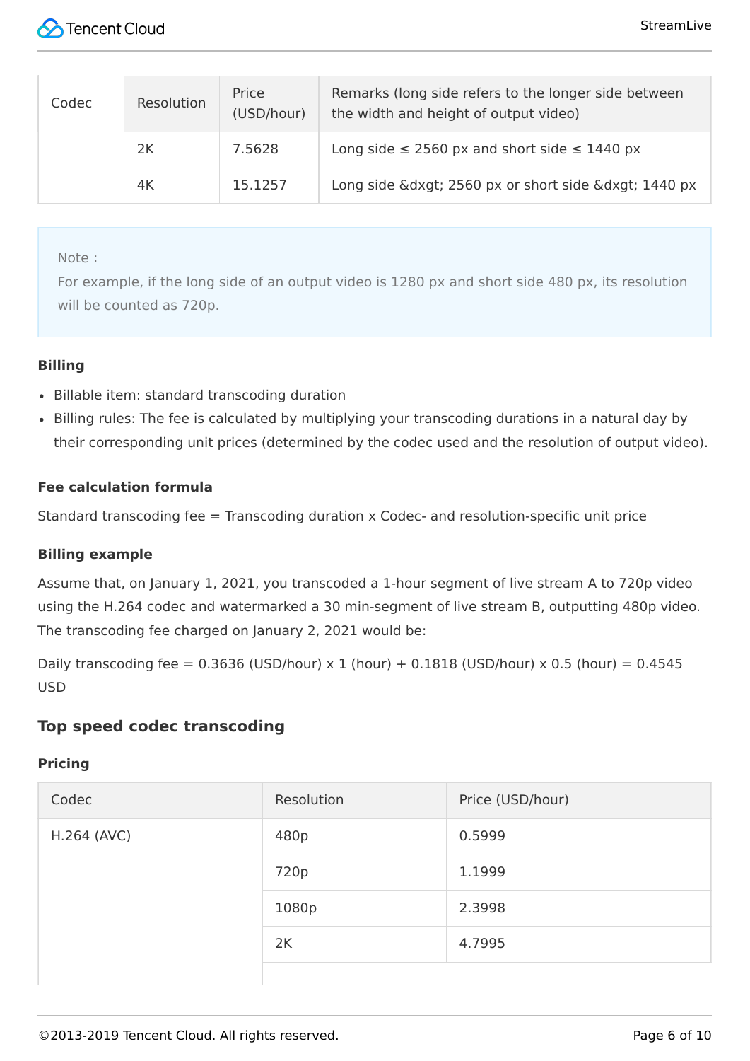| Codec | Resolution | Price (USD/hour) | Remarks (long side refers to the longer side between the width and height of output video) |
| --- | --- | --- | --- |
| | 2K | 7.5628 | Long side ≤ 2560 px and short side ≤ 1440 px |
| | 4K | 15.1257 | Long side &dxgt; 2560 px or short side &dxgt; 1440 px |

> Note :
> For example, if the long side of an output video is 1280 px and short side 480 px, its resolution will be counted as 720p.

#### Billing

- Billable item: standard transcoding duration
- Billing rules: The fee is calculated by multiplying your transcoding durations in a natural day by their corresponding unit prices (determined by the codec used and the resolution of output video).

#### Fee calculation formula

Standard transcoding fee = Transcoding duration x Codec- and resolution-specific unit price

#### Billing example

Assume that, on January 1, 2021, you transcoded a 1-hour segment of live stream A to 720p video using the H.264 codec and watermarked a 30 min-segment of live stream B, outputting 480p video. The transcoding fee charged on January 2, 2021 would be:

Daily transcoding fee = 0.3636 (USD/hour) x 1 (hour) + 0.1818 (USD/hour) x 0.5 (hour) = 0.4545 USD

### Top speed codec transcoding

#### Pricing

| Codec | Resolution | Price (USD/hour) |
| --- | --- | --- |
| H.264 (AVC) | 480p | 0.5999 |
| | 720p | 1.1999 |
| | 1080p | 2.3998 |
| | 2K | 4.7995 |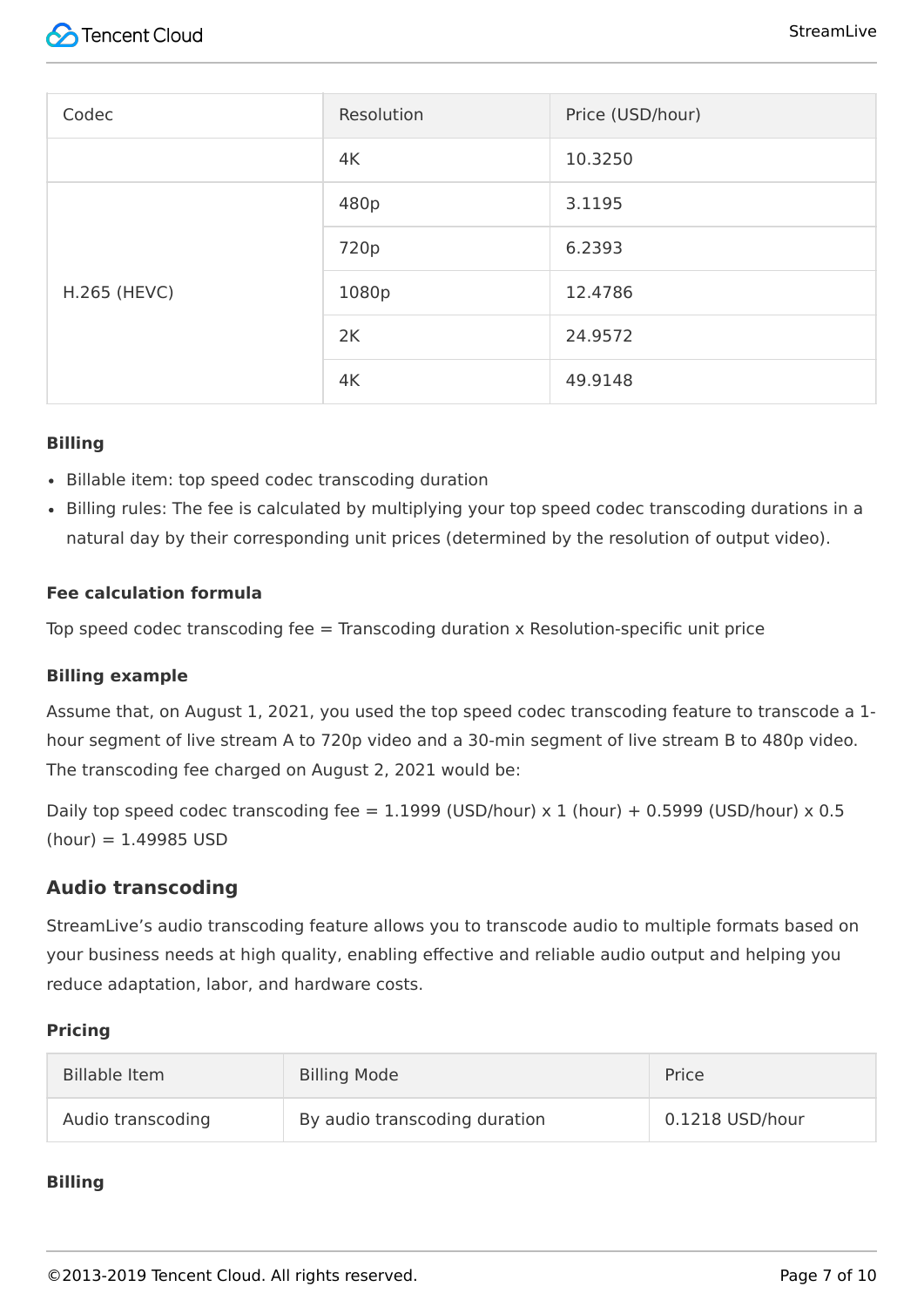| Codec | Resolution | Price (USD/hour) |
| --- | --- | --- |
| | 4K | 10.3250 |
| H.265 (HEVC) | 480p | 3.1195 |
| | 720p | 6.2393 |
| | 1080p | 12.4786 |
| | 2K | 24.9572 |
| | 4K | 49.9148 |

**Billing**

- Billable item: top speed codec transcoding duration
- Billing rules: The fee is calculated by multiplying your top speed codec transcoding durations in a natural day by their corresponding unit prices (determined by the resolution of output video).

**Fee calculation formula**

Top speed codec transcoding fee = Transcoding duration x Resolution-specific unit price

**Billing example**

Assume that, on August 1, 2021, you used the top speed codec transcoding feature to transcode a 1-hour segment of live stream A to 720p video and a 30-min segment of live stream B to 480p video. The transcoding fee charged on August 2, 2021 would be:

Daily top speed codec transcoding fee = 1.1999 (USD/hour) x 1 (hour) + 0.5999 (USD/hour) x 0.5 (hour) = 1.49985 USD

## Audio transcoding

StreamLive's audio transcoding feature allows you to transcode audio to multiple formats based on your business needs at high quality, enabling effective and reliable audio output and helping you reduce adaptation, labor, and hardware costs.

**Pricing**

| Billable Item | Billing Mode | Price |
| --- | --- | --- |
| Audio transcoding | By audio transcoding duration | 0.1218 USD/hour |

**Billing**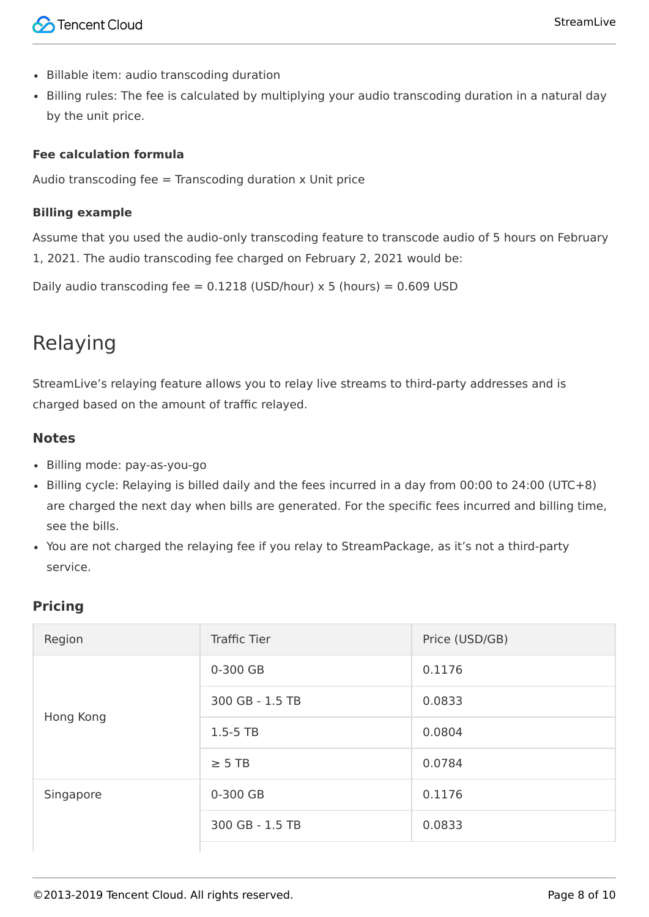- Billable item: audio transcoding duration
- Billing rules: The fee is calculated by multiplying your audio transcoding duration in a natural day by the unit price.

#### Fee calculation formula

Audio transcoding fee = Transcoding duration x Unit price

#### Billing example

Assume that you used the audio-only transcoding feature to transcode audio of 5 hours on February 1, 2021. The audio transcoding fee charged on February 2, 2021 would be:

Daily audio transcoding fee = 0.1218 (USD/hour) x 5 (hours) = 0.609 USD

## Relaying

StreamLive's relaying feature allows you to relay live streams to third-party addresses and is charged based on the amount of traffic relayed.

### Notes

- Billing mode: pay-as-you-go
- Billing cycle: Relaying is billed daily and the fees incurred in a day from 00:00 to 24:00 (UTC+8) are charged the next day when bills are generated. For the specific fees incurred and billing time, see the bills.
- You are not charged the relaying fee if you relay to StreamPackage, as it's not a third-party service.

### Pricing

| Region | Traffic Tier | Price (USD/GB) |
| --- | --- | --- |
| Hong Kong | 0-300 GB | 0.1176 |
| | 300 GB - 1.5 TB | 0.0833 |
| | 1.5-5 TB | 0.0804 |
| | ≥ 5 TB | 0.0784 |
| Singapore | 0-300 GB | 0.1176 |
| | 300 GB - 1.5 TB | 0.0833 |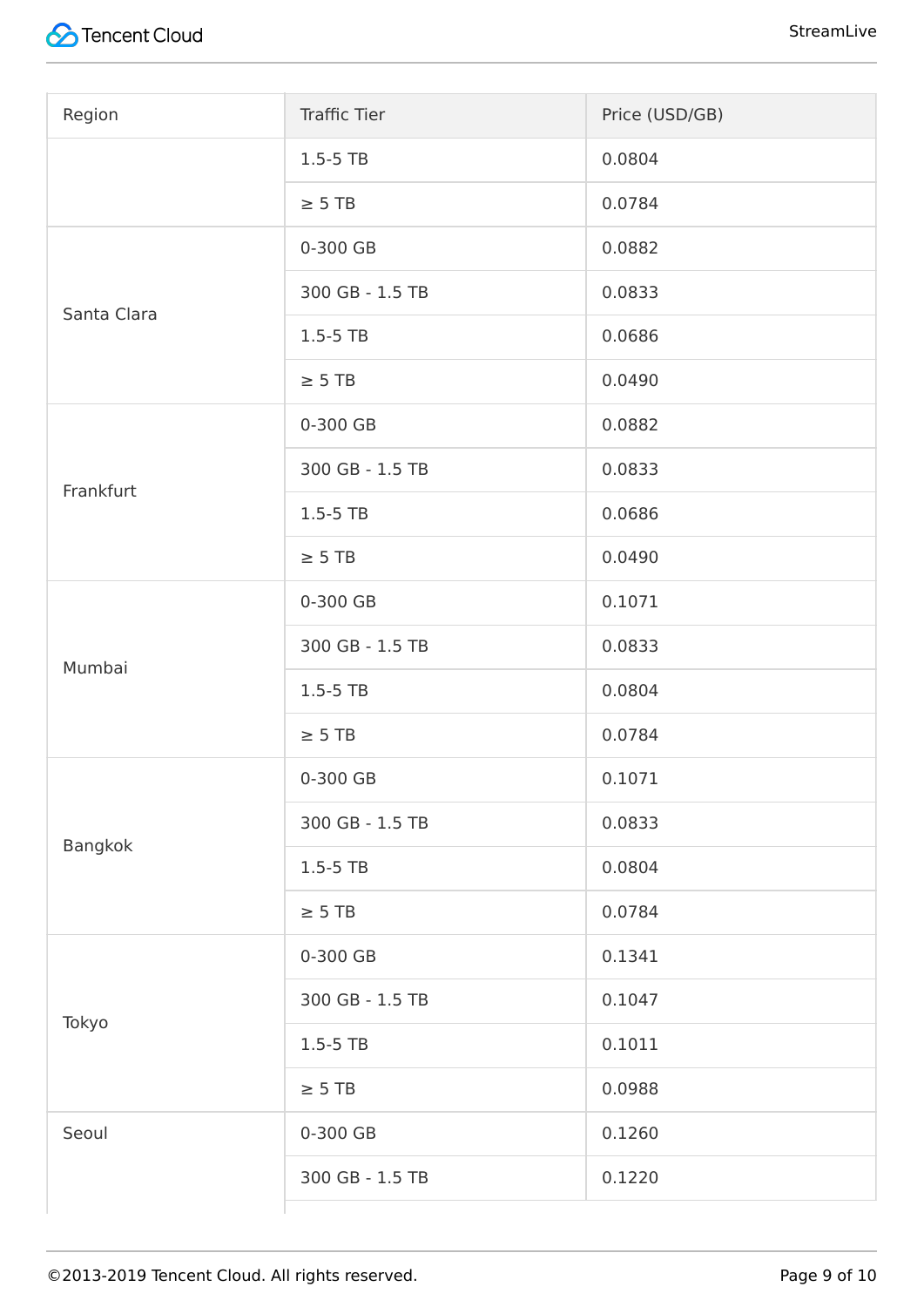| Region | Traffic Tier | Price (USD/GB) |
| --- | --- | --- |
| | 1.5-5 TB | 0.0804 |
| | ≥ 5 TB | 0.0784 |
| Santa Clara | 0-300 GB | 0.0882 |
| | 300 GB - 1.5 TB | 0.0833 |
| | 1.5-5 TB | 0.0686 |
| | ≥ 5 TB | 0.0490 |
| Frankfurt | 0-300 GB | 0.0882 |
| | 300 GB - 1.5 TB | 0.0833 |
| | 1.5-5 TB | 0.0686 |
| | ≥ 5 TB | 0.0490 |
| Mumbai | 0-300 GB | 0.1071 |
| | 300 GB - 1.5 TB | 0.0833 |
| | 1.5-5 TB | 0.0804 |
| | ≥ 5 TB | 0.0784 |
| Bangkok | 0-300 GB | 0.1071 |
| | 300 GB - 1.5 TB | 0.0833 |
| | 1.5-5 TB | 0.0804 |
| | ≥ 5 TB | 0.0784 |
| Tokyo | 0-300 GB | 0.1341 |
| | 300 GB - 1.5 TB | 0.1047 |
| | 1.5-5 TB | 0.1011 |
| | ≥ 5 TB | 0.0988 |
| Seoul | 0-300 GB | 0.1260 |
| | 300 GB - 1.5 TB | 0.1220 |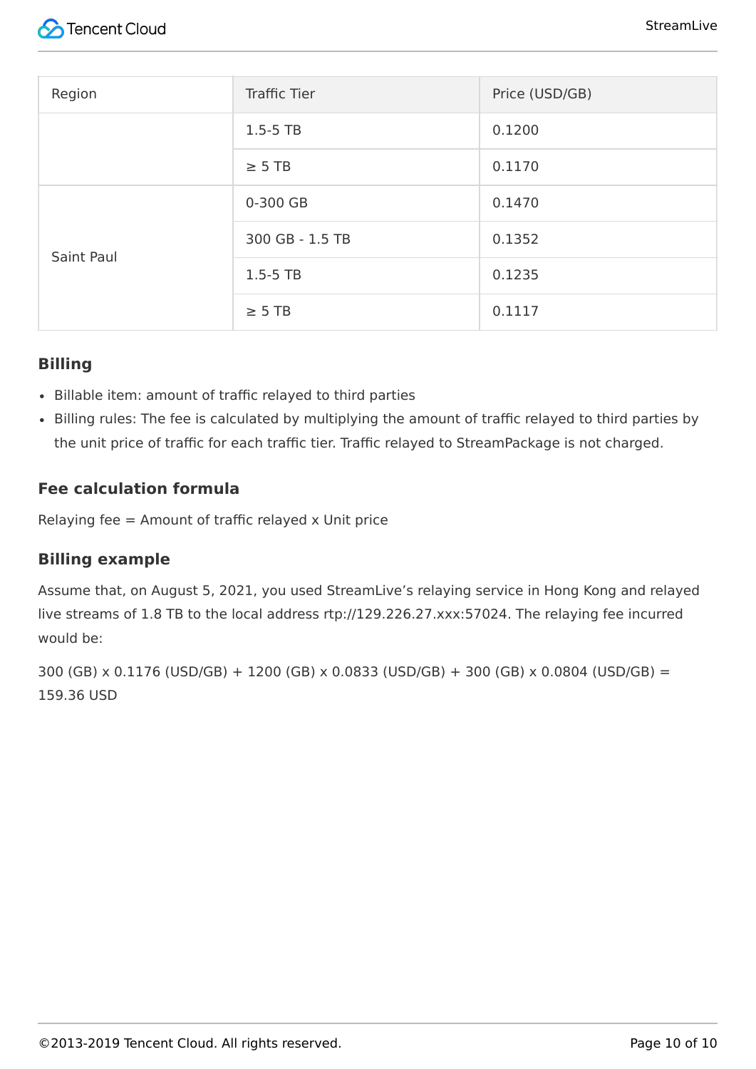| Region | Traffic Tier | Price (USD/GB) |
| --- | --- | --- |
| | 1.5-5 TB | 0.1200 |
| | ≥ 5 TB | 0.1170 |
| Saint Paul | 0-300 GB | 0.1470 |
| | 300 GB - 1.5 TB | 0.1352 |
| | 1.5-5 TB | 0.1235 |
| | ≥ 5 TB | 0.1117 |

### Billing

- Billable item: amount of traffic relayed to third parties
- Billing rules: The fee is calculated by multiplying the amount of traffic relayed to third parties by the unit price of traffic for each traffic tier. Traffic relayed to StreamPackage is not charged.

### Fee calculation formula

Relaying fee = Amount of traffic relayed x Unit price

### Billing example

Assume that, on August 5, 2021, you used StreamLive's relaying service in Hong Kong and relayed live streams of 1.8 TB to the local address rtp://129.226.27.xxx:57024. The relaying fee incurred would be:

300 (GB) x 0.1176 (USD/GB) + 1200 (GB) x 0.0833 (USD/GB) + 300 (GB) x 0.0804 (USD/GB) = 159.36 USD